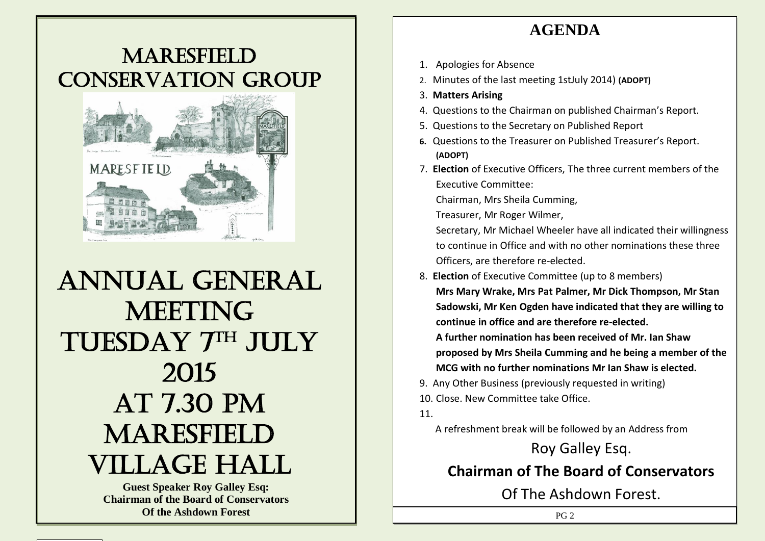# MARESFIELD CONSERVATION GROUP

# ANNUAL GENERAL MEETING TUESDAY 7TH JULY 2015 AT 7.30 PM MARESFIELD VILLAGE HALL

**Guest Speaker Roy Galley Esq:**
**Chairman of the Board of Conservators**
**Of the Ashdown Forest**

# AGENDA

1. Apologies for Absence
2. Minutes of the last meeting 1stJuly 2014) **(ADOPT)**
3. **Matters Arising**
4. Questions to the Chairman on published Chairman's Report.
5. Questions to the Secretary on Published Report
6. Questions to the Treasurer on Published Treasurer's Report. **(ADOPT)**
7. **Election** of Executive Officers, The three current members of the Executive Committee:
   Chairman, Mrs Sheila Cumming,
   Treasurer, Mr Roger Wilmer,
   Secretary, Mr Michael Wheeler have all indicated their willingness to continue in Office and with no other nominations these three Officers, are therefore re-elected.
8. **Election** of Executive Committee (up to 8 members)
   **Mrs Mary Wrake, Mrs Pat Palmer, Mr Dick Thompson, Mr Stan Sadowski, Mr Ken Ogden have indicated that they are willing to continue in office and are therefore re-elected.**
   **A further nomination has been received of Mr. Ian Shaw proposed by Mrs Sheila Cumming and he being a member of the MCG with no further nominations Mr Ian Shaw is elected.**
9. Any Other Business (previously requested in writing)
10. Close. New Committee take Office.
11.

A refreshment break will be followed by an Address from

Roy Galley Esq.

**Chairman of The Board of Conservators**

Of The Ashdown Forest.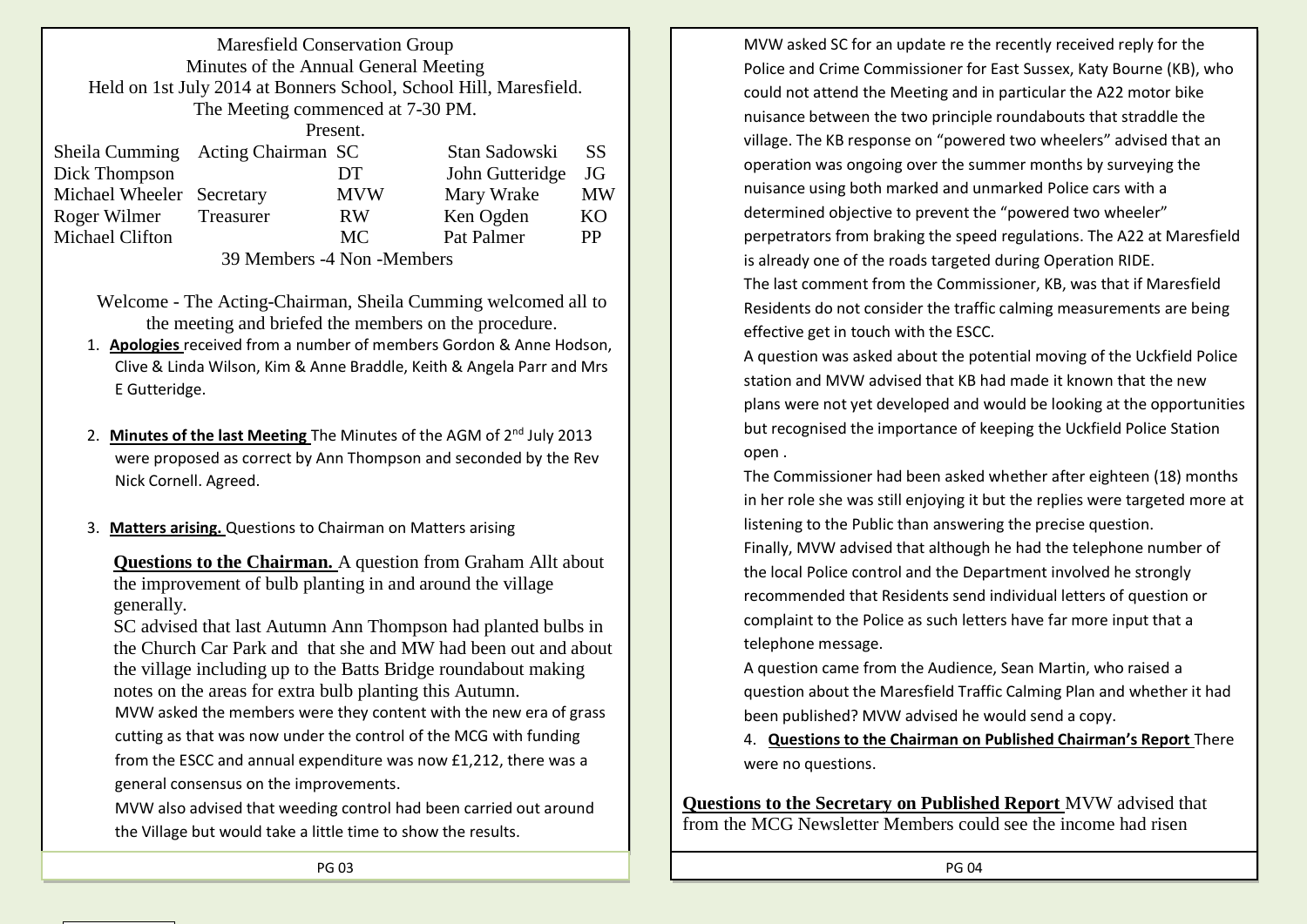Maresfield Conservation Group

Minutes of the Annual General Meeting

Held on 1st July 2014 at Bonners School, School Hill, Maresfield.

The Meeting commenced at 7-30 PM.

Present.

| | | | | |
|---|---|---|---|---|
| Sheila Cumming | Acting Chairman | SC | Stan Sadowski | SS |
| Dick Thompson | | DT | John Gutteridge | JG |
| Michael Wheeler | Secretary | MVW | Mary Wrake | MW |
| Roger Wilmer | Treasurer | RW | Ken Ogden | KO |
| Michael Clifton | | MC | Pat Palmer | PP |

39 Members -4 Non -Members

Welcome - The Acting-Chairman, Sheila Cumming welcomed all to the meeting and briefed the members on the procedure.

1. **Apologies** received from a number of members Gordon & Anne Hodson, Clive & Linda Wilson, Kim & Anne Braddle, Keith & Angela Parr and Mrs E Gutteridge.

2. **Minutes of the last Meeting** The Minutes of the AGM of 2nd July 2013 were proposed as correct by Ann Thompson and seconded by the Rev Nick Cornell. Agreed.

3. **Matters arising.** Questions to Chairman on Matters arising

**Questions to the Chairman.** A question from Graham Allt about the improvement of bulb planting in and around the village generally.

SC advised that last Autumn Ann Thompson had planted bulbs in the Church Car Park and that she and MW had been out and about the village including up to the Batts Bridge roundabout making notes on the areas for extra bulb planting this Autumn.

MVW asked the members were they content with the new era of grass cutting as that was now under the control of the MCG with funding from the ESCC and annual expenditure was now £1,212, there was a general consensus on the improvements.

MVW also advised that weeding control had been carried out around the Village but would take a little time to show the results.

MVW asked SC for an update re the recently received reply for the Police and Crime Commissioner for East Sussex, Katy Bourne (KB), who could not attend the Meeting and in particular the A22 motor bike nuisance between the two principle roundabouts that straddle the village. The KB response on "powered two wheelers" advised that an operation was ongoing over the summer months by surveying the nuisance using both marked and unmarked Police cars with a determined objective to prevent the "powered two wheeler" perpetrators from braking the speed regulations. The A22 at Maresfield is already one of the roads targeted during Operation RIDE.

The last comment from the Commissioner, KB, was that if Maresfield Residents do not consider the traffic calming measurements are being effective get in touch with the ESCC.

A question was asked about the potential moving of the Uckfield Police station and MVW advised that KB had made it known that the new plans were not yet developed and would be looking at the opportunities but recognised the importance of keeping the Uckfield Police Station open .

The Commissioner had been asked whether after eighteen (18) months in her role she was still enjoying it but the replies were targeted more at listening to the Public than answering the precise question.

Finally, MVW advised that although he had the telephone number of the local Police control and the Department involved he strongly recommended that Residents send individual letters of question or complaint to the Police as such letters have far more input that a telephone message.

A question came from the Audience, Sean Martin, who raised a question about the Maresfield Traffic Calming Plan and whether it had been published? MVW advised he would send a copy.

4. **Questions to the Chairman on Published Chairman's Report** There were no questions.

**Questions to the Secretary on Published Report** MVW advised that from the MCG Newsletter Members could see the income had risen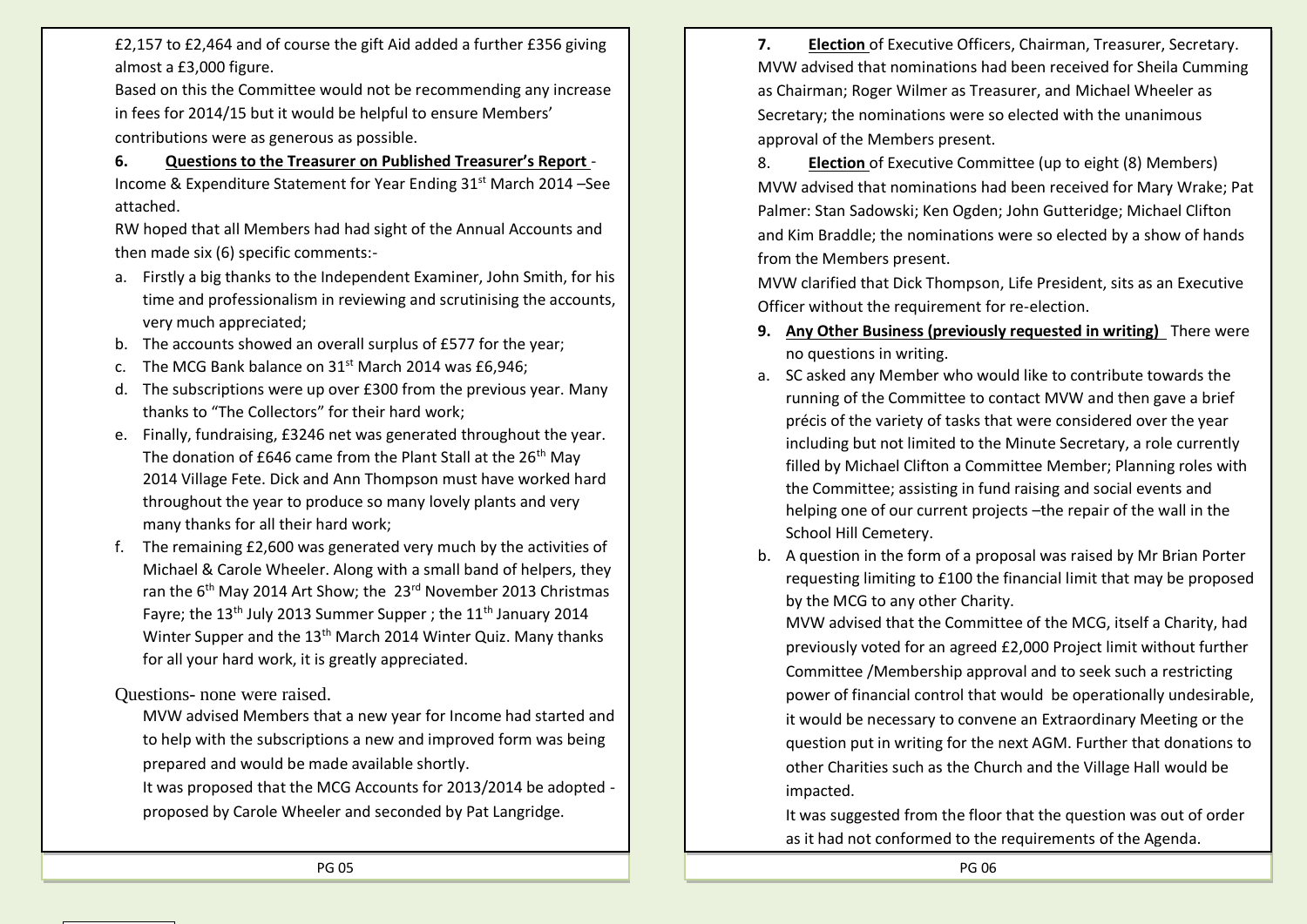£2,157 to £2,464 and of course the gift Aid added a further £356 giving almost a £3,000 figure.

Based on this the Committee would not be recommending any increase in fees for 2014/15 but it would be helpful to ensure Members' contributions were as generous as possible.

**6. Questions to the Treasurer on Published Treasurer's Report** - Income & Expenditure Statement for Year Ending 31st March 2014 –See attached.

RW hoped that all Members had had sight of the Annual Accounts and then made six (6) specific comments:-

a. Firstly a big thanks to the Independent Examiner, John Smith, for his time and professionalism in reviewing and scrutinising the accounts, very much appreciated;
b. The accounts showed an overall surplus of £577 for the year;
c. The MCG Bank balance on 31st March 2014 was £6,946;
d. The subscriptions were up over £300 from the previous year. Many thanks to "The Collectors" for their hard work;
e. Finally, fundraising, £3246 net was generated throughout the year. The donation of £646 came from the Plant Stall at the 26th May 2014 Village Fete. Dick and Ann Thompson must have worked hard throughout the year to produce so many lovely plants and very many thanks for all their hard work;
f. The remaining £2,600 was generated very much by the activities of Michael & Carole Wheeler. Along with a small band of helpers, they ran the 6th May 2014 Art Show; the 23rd November 2013 Christmas Fayre; the 13th July 2013 Summer Supper ; the 11th January 2014 Winter Supper and the 13th March 2014 Winter Quiz. Many thanks for all your hard work, it is greatly appreciated.

Questions- none were raised.

MVW advised Members that a new year for Income had started and to help with the subscriptions a new and improved form was being prepared and would be made available shortly.

It was proposed that the MCG Accounts for 2013/2014 be adopted - proposed by Carole Wheeler and seconded by Pat Langridge.

**7. Election** of Executive Officers, Chairman, Treasurer, Secretary. MVW advised that nominations had been received for Sheila Cumming as Chairman; Roger Wilmer as Treasurer, and Michael Wheeler as Secretary; the nominations were so elected with the unanimous approval of the Members present.

8. **Election** of Executive Committee (up to eight (8) Members) MVW advised that nominations had been received for Mary Wrake; Pat Palmer: Stan Sadowski; Ken Ogden; John Gutteridge; Michael Clifton and Kim Braddle; the nominations were so elected by a show of hands from the Members present.

MVW clarified that Dick Thompson, Life President, sits as an Executive Officer without the requirement for re-election.

**9. Any Other Business (previously requested in writing)** There were no questions in writing.

a. SC asked any Member who would like to contribute towards the running of the Committee to contact MVW and then gave a brief précis of the variety of tasks that were considered over the year including but not limited to the Minute Secretary, a role currently filled by Michael Clifton a Committee Member; Planning roles with the Committee; assisting in fund raising and social events and helping one of our current projects –the repair of the wall in the School Hill Cemetery.
b. A question in the form of a proposal was raised by Mr Brian Porter requesting limiting to £100 the financial limit that may be proposed by the MCG to any other Charity.

   MVW advised that the Committee of the MCG, itself a Charity, had previously voted for an agreed £2,000 Project limit without further Committee /Membership approval and to seek such a restricting power of financial control that would be operationally undesirable, it would be necessary to convene an Extraordinary Meeting or the question put in writing for the next AGM. Further that donations to other Charities such as the Church and the Village Hall would be impacted.

   It was suggested from the floor that the question was out of order as it had not conformed to the requirements of the Agenda.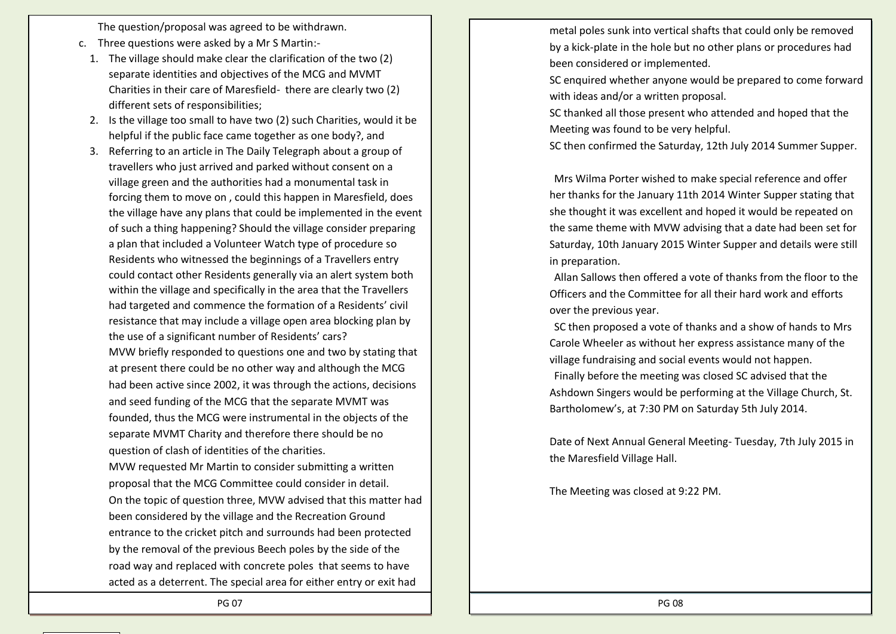The question/proposal was agreed to be withdrawn.

c. Three questions were asked by a Mr S Martin:-

1. The village should make clear the clarification of the two (2) separate identities and objectives of the MCG and MVMT Charities in their care of Maresfield- there are clearly two (2) different sets of responsibilities;
2. Is the village too small to have two (2) such Charities, would it be helpful if the public face came together as one body?, and
3. Referring to an article in The Daily Telegraph about a group of travellers who just arrived and parked without consent on a village green and the authorities had a monumental task in forcing them to move on , could this happen in Maresfield, does the village have any plans that could be implemented in the event of such a thing happening? Should the village consider preparing a plan that included a Volunteer Watch type of procedure so Residents who witnessed the beginnings of a Travellers entry could contact other Residents generally via an alert system both within the village and specifically in the area that the Travellers had targeted and commence the formation of a Residents' civil resistance that may include a village open area blocking plan by the use of a significant number of Residents' cars?

MVW briefly responded to questions one and two by stating that at present there could be no other way and although the MCG had been active since 2002, it was through the actions, decisions and seed funding of the MCG that the separate MVMT was founded, thus the MCG were instrumental in the objects of the separate MVMT Charity and therefore there should be no question of clash of identities of the charities.

MVW requested Mr Martin to consider submitting a written proposal that the MCG Committee could consider in detail.

On the topic of question three, MVW advised that this matter had been considered by the village and the Recreation Ground entrance to the cricket pitch and surrounds had been protected by the removal of the previous Beech poles by the side of the road way and replaced with concrete poles that seems to have acted as a deterrent. The special area for either entry or exit had metal poles sunk into vertical shafts that could only be removed by a kick-plate in the hole but no other plans or procedures had been considered or implemented.

SC enquired whether anyone would be prepared to come forward with ideas and/or a written proposal.

SC thanked all those present who attended and hoped that the Meeting was found to be very helpful.

SC then confirmed the Saturday, 12th July 2014 Summer Supper.

Mrs Wilma Porter wished to make special reference and offer her thanks for the January 11th 2014 Winter Supper stating that she thought it was excellent and hoped it would be repeated on the same theme with MVW advising that a date had been set for Saturday, 10th January 2015 Winter Supper and details were still in preparation.

Allan Sallows then offered a vote of thanks from the floor to the Officers and the Committee for all their hard work and efforts over the previous year.

SC then proposed a vote of thanks and a show of hands to Mrs Carole Wheeler as without her express assistance many of the village fundraising and social events would not happen.

Finally before the meeting was closed SC advised that the Ashdown Singers would be performing at the Village Church, St. Bartholomew's, at 7:30 PM on Saturday 5th July 2014.

Date of Next Annual General Meeting- Tuesday, 7th July 2015 in the Maresfield Village Hall.

The Meeting was closed at 9:22 PM.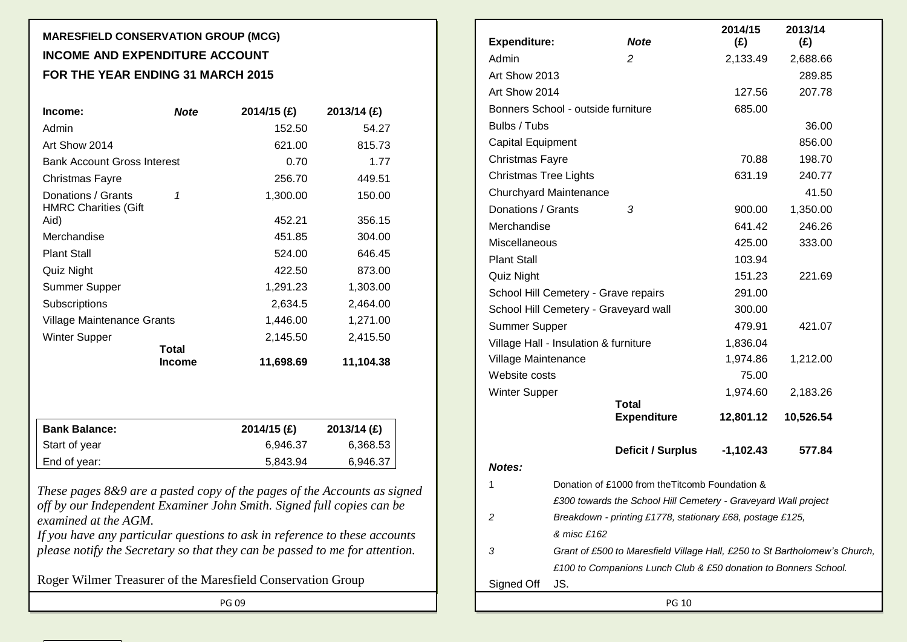**MARESFIELD CONSERVATION GROUP (MCG)**

**INCOME AND EXPENDITURE ACCOUNT**

**FOR THE YEAR ENDING 31 MARCH 2015**

| **Income:** | ***Note*** | **2014/15 (£)** | **2013/14 (£)** |
|---|---|---|---|
| Admin | | 152.50 | 54.27 |
| Art Show 2014 | | 621.00 | 815.73 |
| Bank Account Gross Interest | | 0.70 | 1.77 |
| Christmas Fayre | | 256.70 | 449.51 |
| Donations / Grants | *1* | 1,300.00 | 150.00 |
| HMRC Charities (Gift Aid) | | 452.21 | 356.15 |
| Merchandise | | 451.85 | 304.00 |
| Plant Stall | | 524.00 | 646.45 |
| Quiz Night | | 422.50 | 873.00 |
| Summer Supper | | 1,291.23 | 1,303.00 |
| Subscriptions | | 2,634.5 | 2,464.00 |
| Village Maintenance Grants | | 1,446.00 | 1,271.00 |
| Winter Supper | | 2,145.50 | 2,415.50 |
| | **Total Income** | **11,698.69** | **11,104.38** |

| **Bank Balance:** | **2014/15 (£)** | **2013/14 (£)** |
|---|---|---|
| Start of year | 6,946.37 | 6,368.53 |
| End of year: | 5,843.94 | 6,946.37 |

*These pages 8&9 are a pasted copy of the pages of the Accounts as signed off by our Independent Examiner John Smith. Signed full copies can be examined at the AGM.*

*If you have any particular questions to ask in reference to these accounts please notify the Secretary so that they can be passed to me for attention.*

Roger Wilmer Treasurer of the Maresfield Conservation Group

| **Expenditure:** | ***Note*** | **2014/15 (£)** | **2013/14 (£)** |
|---|---|---|---|
| Admin | *2* | 2,133.49 | 2,688.66 |
| Art Show 2013 | | | 289.85 |
| Art Show 2014 | | 127.56 | 207.78 |
| Bonners School - outside furniture | | 685.00 | |
| Bulbs / Tubs | | | 36.00 |
| Capital Equipment | | | 856.00 |
| Christmas Fayre | | 70.88 | 198.70 |
| Christmas Tree Lights | | 631.19 | 240.77 |
| Churchyard Maintenance | | | 41.50 |
| Donations / Grants | *3* | 900.00 | 1,350.00 |
| Merchandise | | 641.42 | 246.26 |
| Miscellaneous | | 425.00 | 333.00 |
| Plant Stall | | 103.94 | |
| Quiz Night | | 151.23 | 221.69 |
| School Hill Cemetery - Grave repairs | | 291.00 | |
| School Hill Cemetery - Graveyard wall | | 300.00 | |
| Summer Supper | | 479.91 | 421.07 |
| Village Hall - Insulation & furniture | | 1,836.04 | |
| Village Maintenance | | 1,974.86 | 1,212.00 |
| Website costs | | 75.00 | |
| Winter Supper | | 1,974.60 | 2,183.26 |
| | **Total Expenditure** | **12,801.12** | **10,526.54** |
| | **Deficit / Surplus** | **-1,102.43** | **577.84** |

***Notes:***

1 Donation of £1000 from theTitcomb Foundation & *£300 towards the School Hill Cemetery - Graveyard Wall project*

*2 Breakdown - printing £1778, stationary £68, postage £125, & misc £162*

*3 Grant of £500 to Maresfield Village Hall, £250 to St Bartholomew's Church, £100 to Companions Lunch Club & £50 donation to Bonners School.*

Signed Off JS.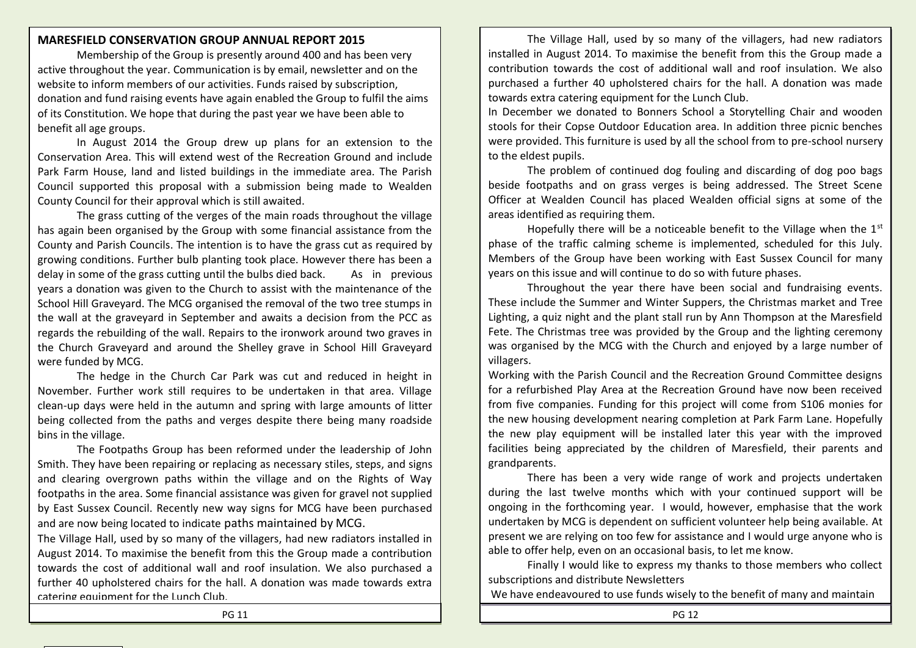## MARESFIELD CONSERVATION GROUP ANNUAL REPORT 2015

Membership of the Group is presently around 400 and has been very active throughout the year. Communication is by email, newsletter and on the website to inform members of our activities. Funds raised by subscription, donation and fund raising events have again enabled the Group to fulfil the aims of its Constitution. We hope that during the past year we have been able to benefit all age groups.

In August 2014 the Group drew up plans for an extension to the Conservation Area. This will extend west of the Recreation Ground and include Park Farm House, land and listed buildings in the immediate area. The Parish Council supported this proposal with a submission being made to Wealden County Council for their approval which is still awaited.

The grass cutting of the verges of the main roads throughout the village has again been organised by the Group with some financial assistance from the County and Parish Councils. The intention is to have the grass cut as required by growing conditions. Further bulb planting took place. However there has been a delay in some of the grass cutting until the bulbs died back. As in previous years a donation was given to the Church to assist with the maintenance of the School Hill Graveyard. The MCG organised the removal of the two tree stumps in the wall at the graveyard in September and awaits a decision from the PCC as regards the rebuilding of the wall. Repairs to the ironwork around two graves in the Church Graveyard and around the Shelley grave in School Hill Graveyard were funded by MCG.

The hedge in the Church Car Park was cut and reduced in height in November. Further work still requires to be undertaken in that area. Village clean-up days were held in the autumn and spring with large amounts of litter being collected from the paths and verges despite there being many roadside bins in the village.

The Footpaths Group has been reformed under the leadership of John Smith. They have been repairing or replacing as necessary stiles, steps, and signs and clearing overgrown paths within the village and on the Rights of Way footpaths in the area. Some financial assistance was given for gravel not supplied by East Sussex Council. Recently new way signs for MCG have been purchased and are now being located to indicate paths maintained by MCG.

The Village Hall, used by so many of the villagers, had new radiators installed in August 2014. To maximise the benefit from this the Group made a contribution towards the cost of additional wall and roof insulation. We also purchased a further 40 upholstered chairs for the hall. A donation was made towards extra catering equipment for the Lunch Club.

The Village Hall, used by so many of the villagers, had new radiators installed in August 2014. To maximise the benefit from this the Group made a contribution towards the cost of additional wall and roof insulation. We also purchased a further 40 upholstered chairs for the hall. A donation was made towards extra catering equipment for the Lunch Club.

In December we donated to Bonners School a Storytelling Chair and wooden stools for their Copse Outdoor Education area. In addition three picnic benches were provided. This furniture is used by all the school from to pre-school nursery to the eldest pupils.

The problem of continued dog fouling and discarding of dog poo bags beside footpaths and on grass verges is being addressed. The Street Scene Officer at Wealden Council has placed Wealden official signs at some of the areas identified as requiring them.

Hopefully there will be a noticeable benefit to the Village when the 1st phase of the traffic calming scheme is implemented, scheduled for this July. Members of the Group have been working with East Sussex Council for many years on this issue and will continue to do so with future phases.

Throughout the year there have been social and fundraising events. These include the Summer and Winter Suppers, the Christmas market and Tree Lighting, a quiz night and the plant stall run by Ann Thompson at the Maresfield Fete. The Christmas tree was provided by the Group and the lighting ceremony was organised by the MCG with the Church and enjoyed by a large number of villagers.

Working with the Parish Council and the Recreation Ground Committee designs for a refurbished Play Area at the Recreation Ground have now been received from five companies. Funding for this project will come from S106 monies for the new housing development nearing completion at Park Farm Lane. Hopefully the new play equipment will be installed later this year with the improved facilities being appreciated by the children of Maresfield, their parents and grandparents.

There has been a very wide range of work and projects undertaken during the last twelve months which with your continued support will be ongoing in the forthcoming year. I would, however, emphasise that the work undertaken by MCG is dependent on sufficient volunteer help being available. At present we are relying on too few for assistance and I would urge anyone who is able to offer help, even on an occasional basis, to let me know.

Finally I would like to express my thanks to those members who collect subscriptions and distribute Newsletters

We have endeavoured to use funds wisely to the benefit of many and maintain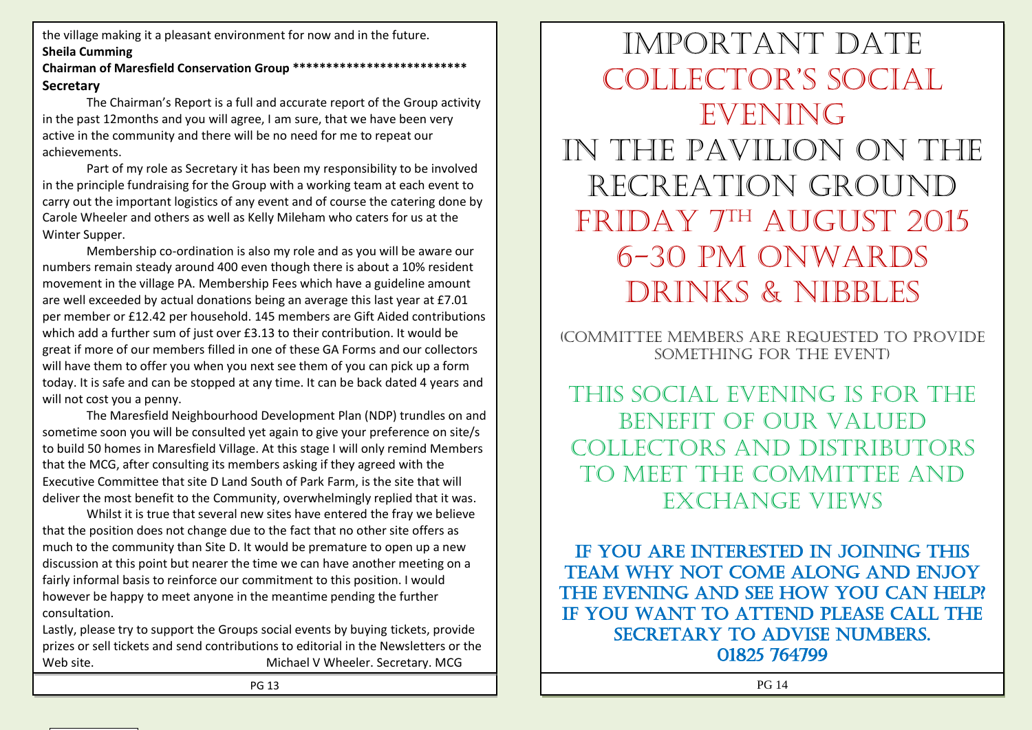the village making it a pleasant environment for now and in the future.

**Sheila Cumming**

**Chairman of Maresfield Conservation Group** **************************

**Secretary**

The Chairman's Report is a full and accurate report of the Group activity in the past 12months and you will agree, I am sure, that we have been very active in the community and there will be no need for me to repeat our achievements.

Part of my role as Secretary it has been my responsibility to be involved in the principle fundraising for the Group with a working team at each event to carry out the important logistics of any event and of course the catering done by Carole Wheeler and others as well as Kelly Mileham who caters for us at the Winter Supper.

Membership co-ordination is also my role and as you will be aware our numbers remain steady around 400 even though there is about a 10% resident movement in the village PA. Membership Fees which have a guideline amount are well exceeded by actual donations being an average this last year at £7.01 per member or £12.42 per household. 145 members are Gift Aided contributions which add a further sum of just over £3.13 to their contribution. It would be great if more of our members filled in one of these GA Forms and our collectors will have them to offer you when you next see them of you can pick up a form today. It is safe and can be stopped at any time. It can be back dated 4 years and will not cost you a penny.

The Maresfield Neighbourhood Development Plan (NDP) trundles on and sometime soon you will be consulted yet again to give your preference on site/s to build 50 homes in Maresfield Village. At this stage I will only remind Members that the MCG, after consulting its members asking if they agreed with the Executive Committee that site D Land South of Park Farm, is the site that will deliver the most benefit to the Community, overwhelmingly replied that it was.

Whilst it is true that several new sites have entered the fray we believe that the position does not change due to the fact that no other site offers as much to the community than Site D. It would be premature to open up a new discussion at this point but nearer the time we can have another meeting on a fairly informal basis to reinforce our commitment to this position. I would however be happy to meet anyone in the meantime pending the further consultation.

Lastly, please try to support the Groups social events by buying tickets, provide prizes or sell tickets and send contributions to editorial in the Newsletters or the Web site. Michael V Wheeler. Secretary. MCG

# IMPORTANT DATE

# COLLECTOR'S SOCIAL EVENING

## IN THE PAVILION ON THE RECREATION GROUND

## FRIDAY 7TH AUGUST 2015

## 6-30 PM ONWARDS

## DRINKS & NIBBLES

(COMMITTEE MEMBERS ARE REQUESTED TO PROVIDE SOMETHING FOR THE EVENT)

THIS SOCIAL EVENING IS FOR THE BENEFIT OF OUR VALUED COLLECTORS AND DISTRIBUTORS TO MEET THE COMMITTEE AND EXCHANGE VIEWS

**IF YOU ARE INTERESTED IN JOINING THIS TEAM WHY NOT COME ALONG AND ENJOY THE EVENING AND SEE HOW YOU CAN HELP? IF YOU WANT TO ATTEND PLEASE CALL THE SECRETARY TO ADVISE NUMBERS.**

**01825 764799**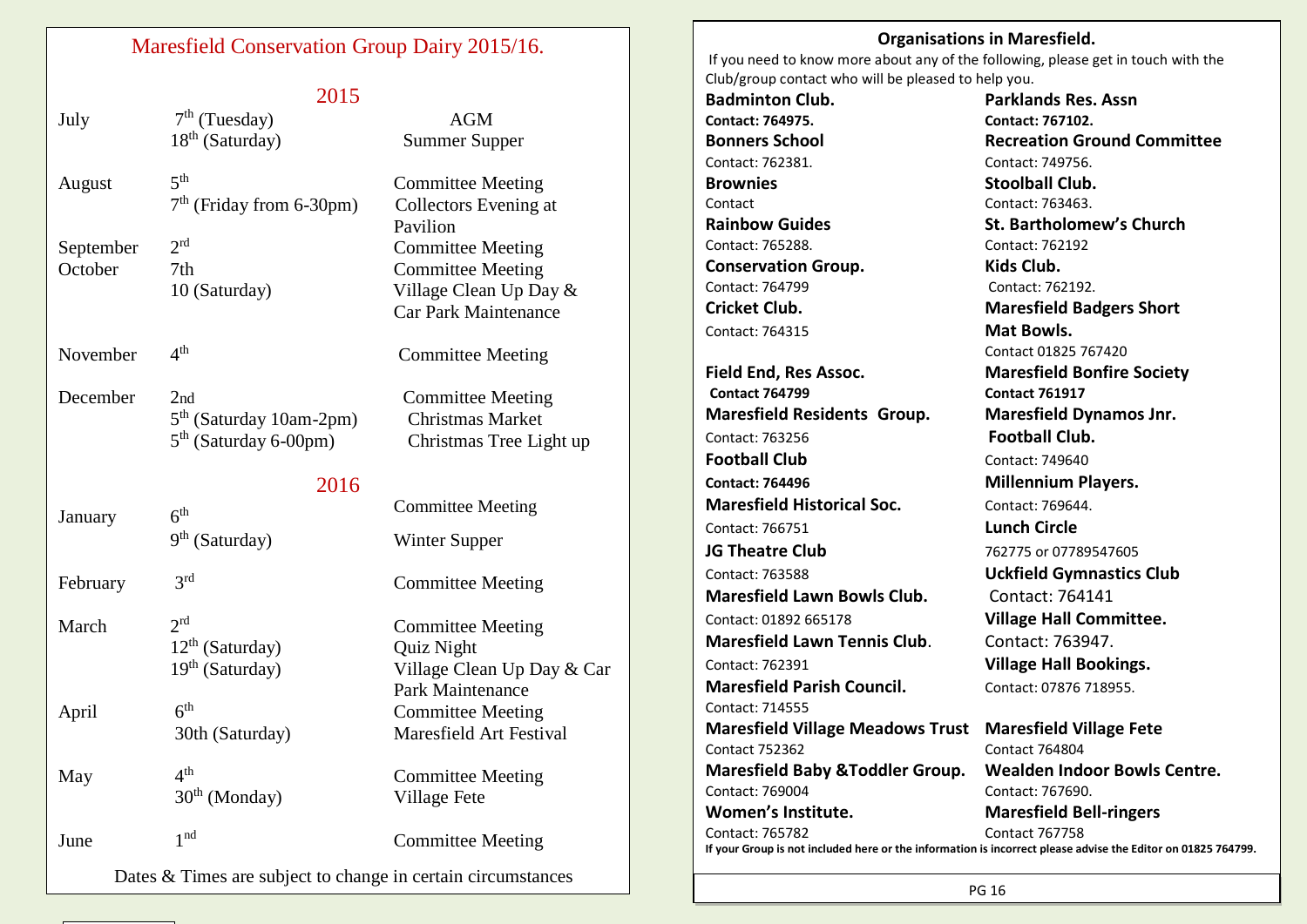## Maresfield Conservation Group Dairy 2015/16.

### 2015

| | | |
|---|---|---|
| July | 7th (Tuesday) | AGM |
| | 18th (Saturday) | Summer Supper |
| August | 5th | Committee Meeting |
| | 7th (Friday from 6-30pm) | Collectors Evening at Pavilion |
| September | 2rd | Committee Meeting |
| October | 7th | Committee Meeting |
| | 10 (Saturday) | Village Clean Up Day & Car Park Maintenance |
| November | 4th | Committee Meeting |
| December | 2nd | Committee Meeting |
| | 5th (Saturday 10am-2pm) | Christmas Market |
| | 5th (Saturday 6-00pm) | Christmas Tree Light up |

### 2016

| | | |
|---|---|---|
| January | 6th | Committee Meeting |
| | 9th (Saturday) | Winter Supper |
| February | 3rd | Committee Meeting |
| March | 2rd | Committee Meeting |
| | 12th (Saturday) | Quiz Night |
| | 19th (Saturday) | Village Clean Up Day & Car Park Maintenance |
| April | 6th | Committee Meeting |
| | 30th (Saturday) | Maresfield Art Festival |
| May | 4th | Committee Meeting |
| | 30th (Monday) | Village Fete |
| June | 1nd | Committee Meeting |

Dates & Times are subject to change in certain circumstances

## Organisations in Maresfield.

If you need to know more about any of the following, please get in touch with the Club/group contact who will be pleased to help you.

**Badminton Club.**
**Contact: 764975.**

**Bonners School**
Contact: 762381.

**Brownies**
Contact

**Rainbow Guides**
Contact: 765288.

**Conservation Group.**
Contact: 764799

**Cricket Club.**
Contact: 764315

**Field End, Res Assoc.**
**Contact 764799**

**Maresfield Residents Group.**
Contact: 763256

**Football Club**
**Contact: 764496**

**Maresfield Historical Soc.**
Contact: 766751

**JG Theatre Club**
Contact: 763588

**Maresfield Lawn Bowls Club.**
Contact: 01892 665178

**Maresfield Lawn Tennis Club**.
Contact: 762391

**Maresfield Parish Council.**
Contact: 714555

**Maresfield Village Meadows Trust**
Contact 752362

**Maresfield Baby &Toddler Group.**
Contact: 769004

**Women's Institute.**
Contact: 765782

**Parklands Res. Assn**
**Contact: 767102.**

**Recreation Ground Committee**
Contact: 749756.

**Stoolball Club.**
Contact: 763463.

**St. Bartholomew's Church**
Contact: 762192

**Kids Club.**
Contact: 762192.

**Maresfield Badgers Short Mat Bowls.**
Contact 01825 767420

**Maresfield Bonfire Society**
**Contact 761917**

**Maresfield Dynamos Jnr. Football Club.**
Contact: 749640

**Millennium Players.**
Contact: 769644.

**Lunch Circle**
762775 or 07789547605

**Uckfield Gymnastics Club**
Contact: 764141

**Village Hall Committee.**
Contact: 763947.

**Village Hall Bookings.**
Contact: 07876 718955.

**Maresfield Village Fete**
Contact 764804

**Wealden Indoor Bowls Centre.**
Contact: 767690.

**Maresfield Bell-ringers**
Contact 767758

**If your Group is not included here or the information is incorrect please advise the Editor on 01825 764799.**